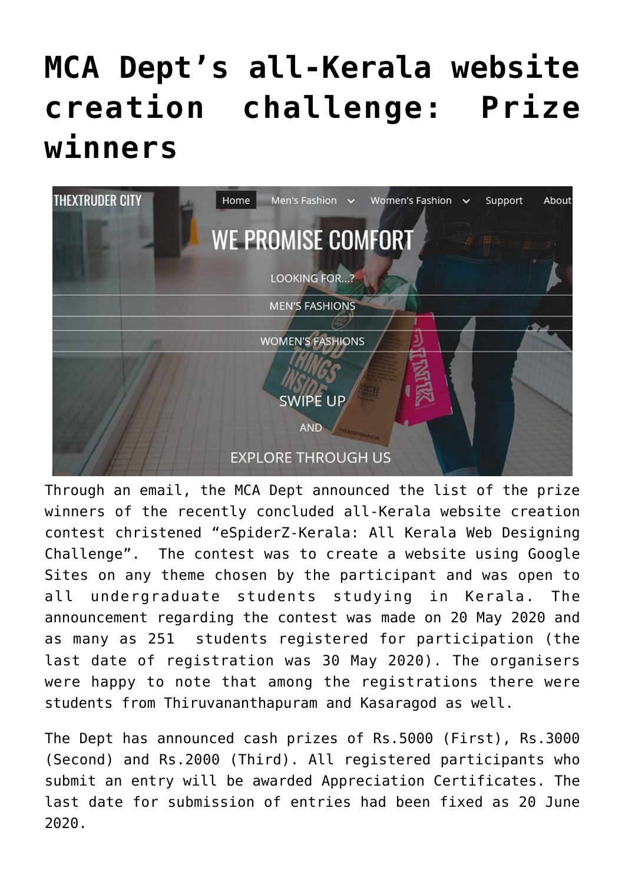# MCA Dept's all-Kerala website creation challenge: Prize winners

Through an email, the MCA Dept announced the list of the prize winners of the recently concluded all-Kerala website creation contest christened "eSpiderZ-Kerala: All Kerala Web Designing Challenge". The contest was to create a website using Google Sites on any theme chosen by the participant and was open to all undergraduate students studying in Kerala. The announcement regarding the contest was made on 20 May 2020 and as many as 251 students registered for participation (the last date of registration was 30 May 2020). The organisers were happy to note that among the registrations there were students from Thiruvananthapuram and Kasaragod as well.

The Dept has announced cash prizes of Rs.5000 (First), Rs.3000 (Second) and Rs.2000 (Third). All registered participants who submit an entry will be awarded Appreciation Certificates. The last date for submission of entries had been fixed as 20 June 2020.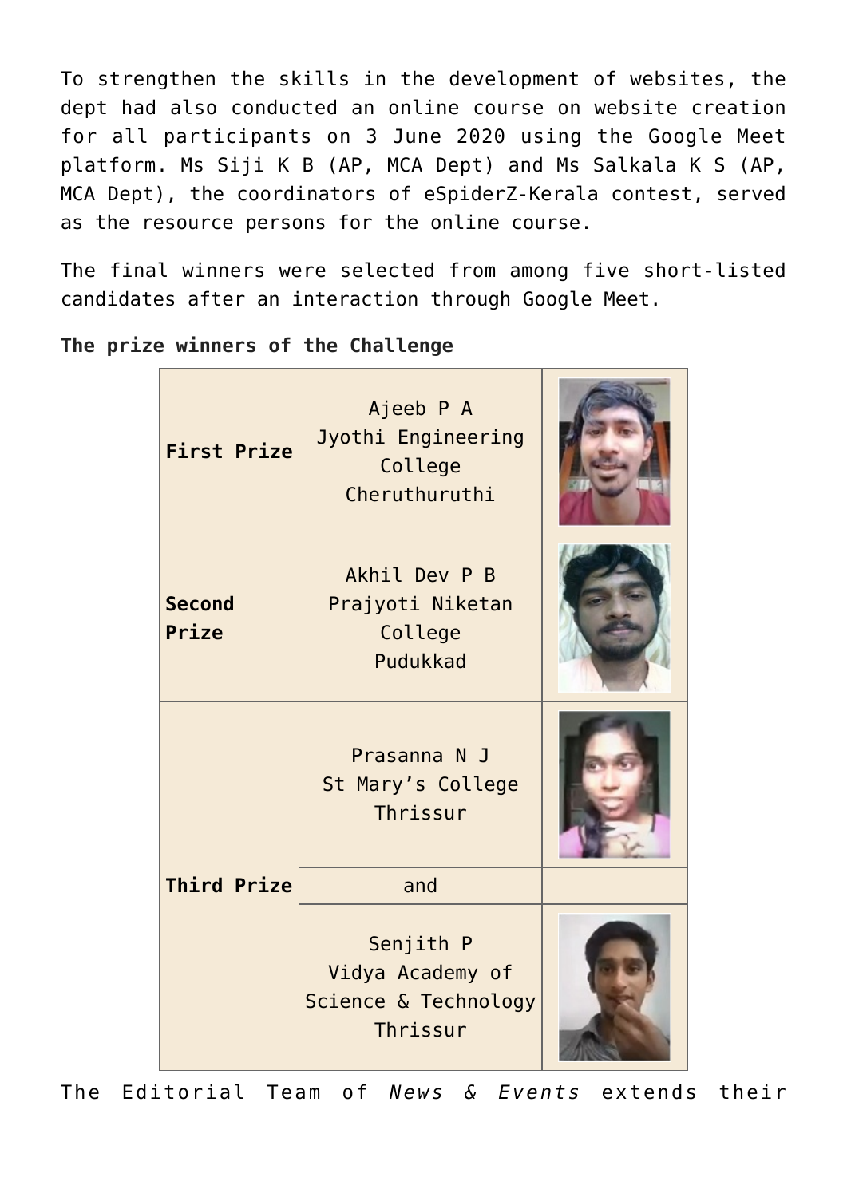To strengthen the skills in the development of websites, the dept had also conducted an online course on website creation for all participants on 3 June 2020 using the Google Meet platform. Ms Siji K B (AP, MCA Dept) and Ms Salkala K S (AP, MCA Dept), the coordinators of eSpiderZ-Kerala contest, served as the resource persons for the online course.

The final winners were selected from among five short-listed candidates after an interaction through Google Meet.

**The prize winners of the Challenge**

| | | |
|---|---|---|
| **First Prize** | Ajeeb P A<br>Jyothi Engineering College<br>Cheruthuruthi | |
| **Second Prize** | Akhil Dev P B<br>Prajyoti Niketan College<br>Pudukkad | |
| **Third Prize** | Prasanna N J<br>St Mary's College<br>Thrissur | |
| | and | |
| | Senjith P<br>Vidya Academy of Science & Technology<br>Thrissur | |

The Editorial Team of *News & Events* extends their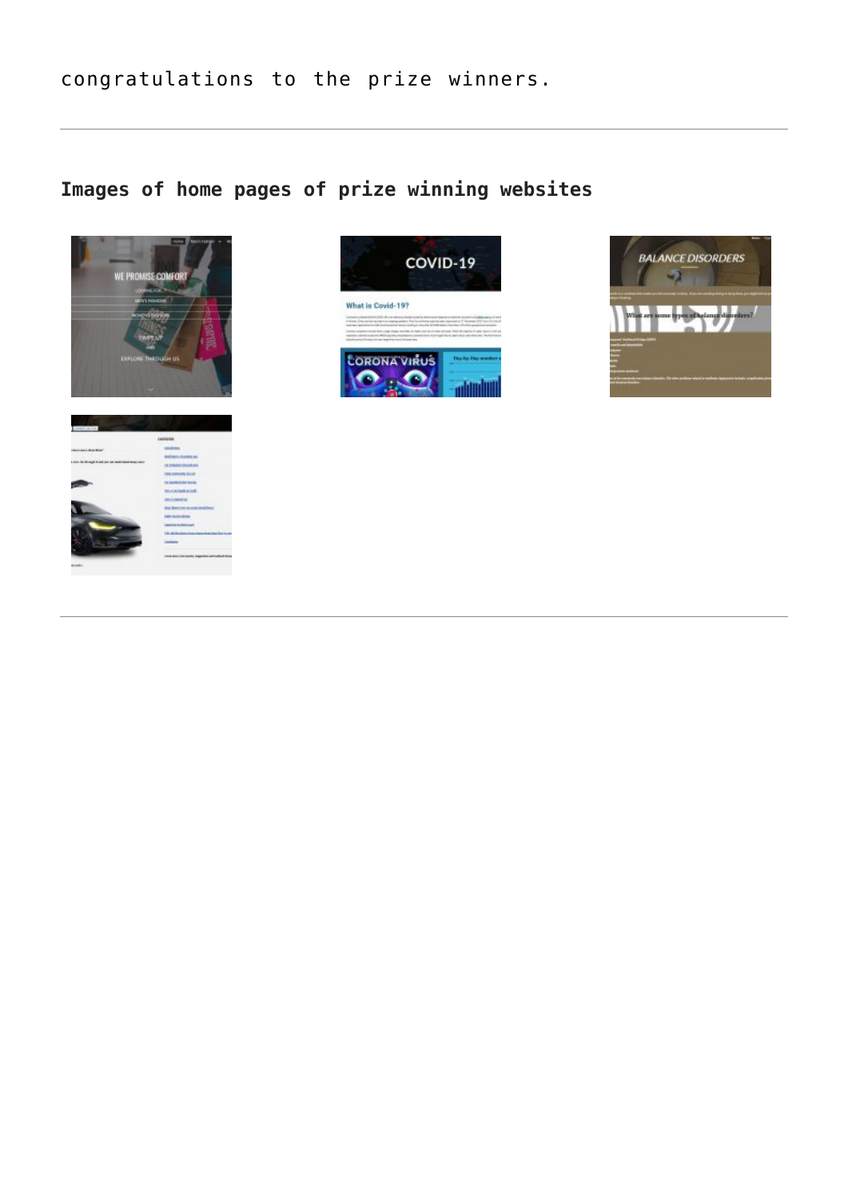congratulations to the prize winners.

---

## Images of home pages of prize winning websites

---